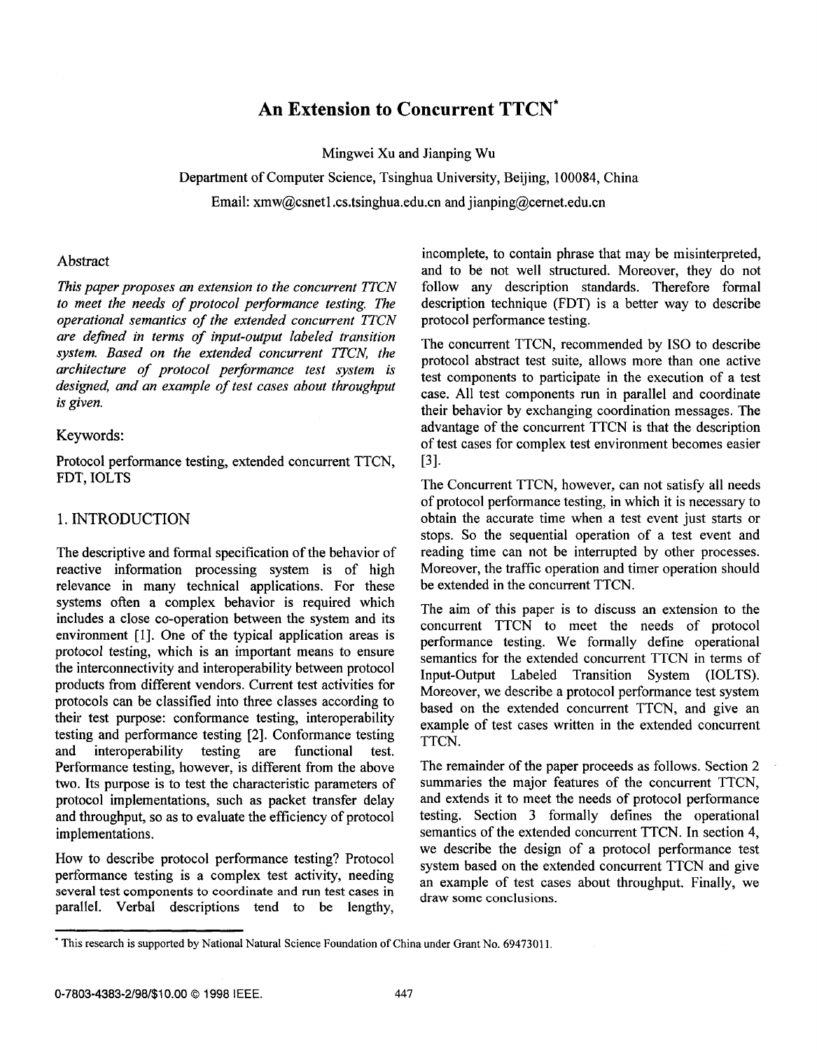# An Extension to Concurrent TTCN*

Mingwei Xu and Jianping Wu

Department of Computer Science, Tsinghua University, Beijing, 100084, China

Email: xmw@csnet1.cs.tsinghua.edu.cn and jianping@cernet.edu.cn

## Abstract

*This paper proposes an extension to the concurrent TTCN to meet the needs of protocol performance testing. The operational semantics of the extended concurrent TTCN are defined in terms of input-output labeled transition system. Based on the extended concurrent TTCN, the architecture of protocol performance test system is designed, and an example of test cases about throughput is given.*

## Keywords:

Protocol performance testing, extended concurrent TTCN, FDT, IOLTS

## 1. INTRODUCTION

The descriptive and formal specification of the behavior of reactive information processing system is of high relevance in many technical applications. For these systems often a complex behavior is required which includes a close co-operation between the system and its environment [1]. One of the typical application areas is protocol testing, which is an important means to ensure the interconnectivity and interoperability between protocol products from different vendors. Current test activities for protocols can be classified into three classes according to their test purpose: conformance testing, interoperability testing and performance testing [2]. Conformance testing and interoperability testing are functional test. Performance testing, however, is different from the above two. Its purpose is to test the characteristic parameters of protocol implementations, such as packet transfer delay and throughput, so as to evaluate the efficiency of protocol implementations.

How to describe protocol performance testing? Protocol performance testing is a complex test activity, needing several test components to coordinate and run test cases in parallel. Verbal descriptions tend to be lengthy, incomplete, to contain phrase that may be misinterpreted, and to be not well structured. Moreover, they do not follow any description standards. Therefore formal description technique (FDT) is a better way to describe protocol performance testing.

The concurrent TTCN, recommended by ISO to describe protocol abstract test suite, allows more than one active test components to participate in the execution of a test case. All test components run in parallel and coordinate their behavior by exchanging coordination messages. The advantage of the concurrent TTCN is that the description of test cases for complex test environment becomes easier [3].

The Concurrent TTCN, however, can not satisfy all needs of protocol performance testing, in which it is necessary to obtain the accurate time when a test event just starts or stops. So the sequential operation of a test event and reading time can not be interrupted by other processes. Moreover, the traffic operation and timer operation should be extended in the concurrent TTCN.

The aim of this paper is to discuss an extension to the concurrent TTCN to meet the needs of protocol performance testing. We formally define operational semantics for the extended concurrent TTCN in terms of Input-Output Labeled Transition System (IOLTS). Moreover, we describe a protocol performance test system based on the extended concurrent TTCN, and give an example of test cases written in the extended concurrent TTCN.

The remainder of the paper proceeds as follows. Section 2 summaries the major features of the concurrent TTCN, and extends it to meet the needs of protocol performance testing. Section 3 formally defines the operational semantics of the extended concurrent TTCN. In section 4, we describe the design of a protocol performance test system based on the extended concurrent TTCN and give an example of test cases about throughput. Finally, we draw some conclusions.

---

* This research is supported by National Natural Science Foundation of China under Grant No. 69473011.

0-7803-4383-2/98/$10.00 © 1998 IEEE.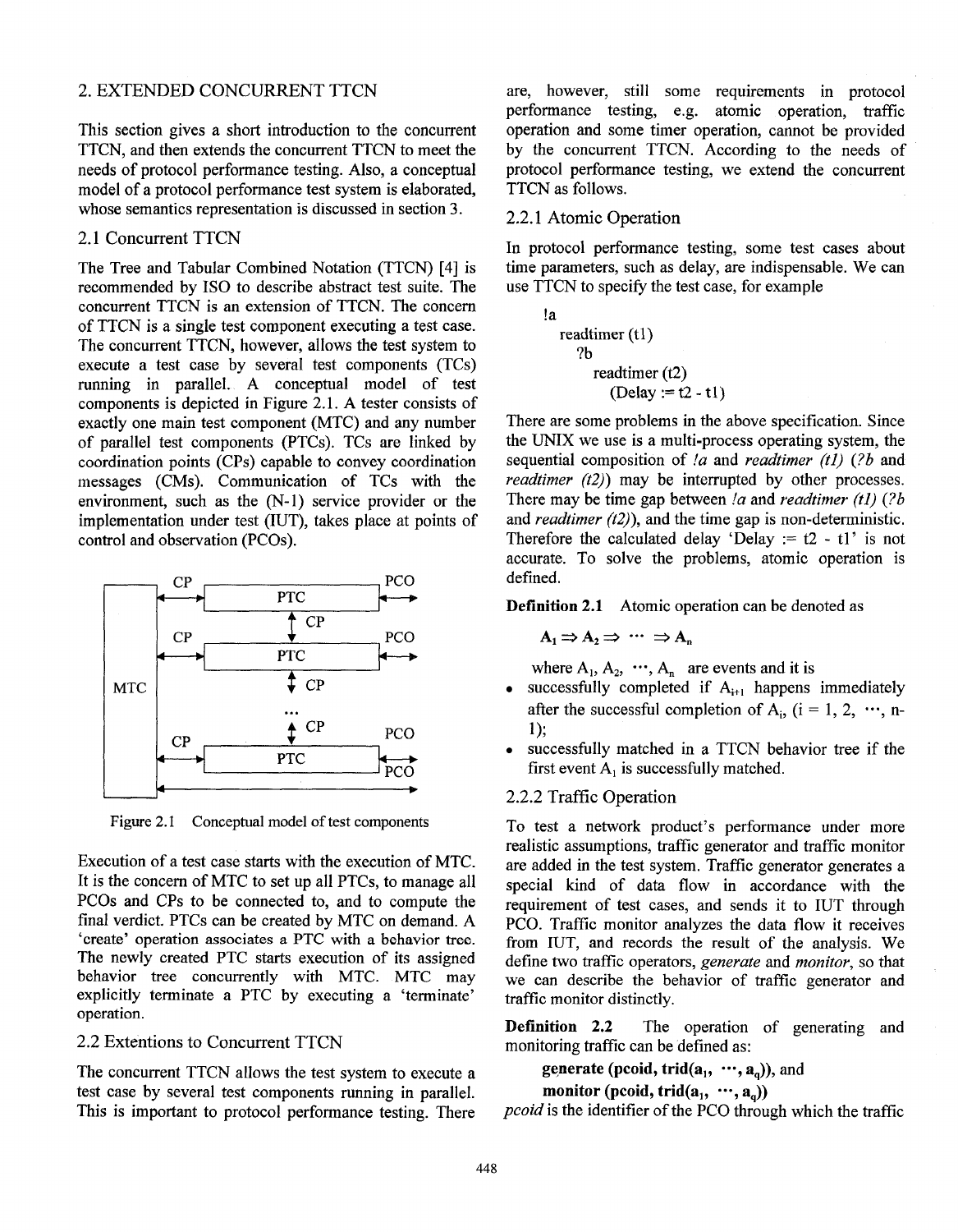## 2. EXTENDED CONCURRENT TTCN

This section gives a short introduction to the concurrent TTCN, and then extends the concurrent TTCN to meet the needs of protocol performance testing. Also, a conceptual model of a protocol performance test system is elaborated, whose semantics representation is discussed in section 3.

### 2.1 Concurrent TTCN

The Tree and Tabular Combined Notation (TTCN) [4] is recommended by ISO to describe abstract test suite. The concurrent TTCN is an extension of TTCN. The concern of TTCN is a single test component executing a test case. The concurrent TTCN, however, allows the test system to execute a test case by several test components (TCs) running in parallel. A conceptual model of test components is depicted in Figure 2.1. A tester consists of exactly one main test component (MTC) and any number of parallel test components (PTCs). TCs are linked by coordination points (CPs) capable to convey coordination messages (CMs). Communication of TCs with the environment, such as the (N-1) service provider or the implementation under test (IUT), takes place at points of control and observation (PCOs).

Figure 2.1 Conceptual model of test components

Execution of a test case starts with the execution of MTC. It is the concern of MTC to set up all PTCs, to manage all PCOs and CPs to be connected to, and to compute the final verdict. PTCs can be created by MTC on demand. A 'create' operation associates a PTC with a behavior tree. The newly created PTC starts execution of its assigned behavior tree concurrently with MTC. MTC may explicitly terminate a PTC by executing a 'terminate' operation.

### 2.2 Extentions to Concurrent TTCN

The concurrent TTCN allows the test system to execute a test case by several test components running in parallel. This is important to protocol performance testing. There are, however, still some requirements in protocol performance testing, e.g. atomic operation, traffic operation and some timer operation, cannot be provided by the concurrent TTCN. According to the needs of protocol performance testing, we extend the concurrent TTCN as follows.

#### 2.2.1 Atomic Operation

In protocol performance testing, some test cases about time parameters, such as delay, are indispensable. We can use TTCN to specify the test case, for example

```
!a
  readtimer (t1)
    ?b
      readtimer (t2)
        (Delay := t2 - t1)
```

There are some problems in the above specification. Since the UNIX we use is a multi-process operating system, the sequential composition of *!a* and *readtimer (t1)* (*?b* and *readtimer (t2)*) may be interrupted by other processes. There may be time gap between *!a* and *readtimer (t1)* (*?b* and *readtimer (t2)*), and the time gap is non-deterministic. Therefore the calculated delay 'Delay := t2 - t1' is not accurate. To solve the problems, atomic operation is defined.

**Definition 2.1** Atomic operation can be denoted as

$$A_1 \Rightarrow A_2 \Rightarrow \cdots \Rightarrow A_n$$

where $A_1, A_2, \cdots, A_n$ are events and it is

- successfully completed if $A_{i+1}$ happens immediately after the successful completion of $A_i$, ($i = 1, 2, \cdots, n-1$);
- successfully matched in a TTCN behavior tree if the first event $A_1$ is successfully matched.

#### 2.2.2 Traffic Operation

To test a network product's performance under more realistic assumptions, traffic generator and traffic monitor are added in the test system. Traffic generator generates a special kind of data flow in accordance with the requirement of test cases, and sends it to IUT through PCO. Traffic monitor analyzes the data flow it receives from IUT, and records the result of the analysis. We define two traffic operators, *generate* and *monitor*, so that we can describe the behavior of traffic generator and traffic monitor distinctly.

**Definition 2.2** The operation of generating and monitoring traffic can be defined as:

**generate (pcoid, trid($a_1, \cdots, a_q$))**, and

**monitor (pcoid, trid($a_1, \cdots, a_q$))**

*pcoid* is the identifier of the PCO through which the traffic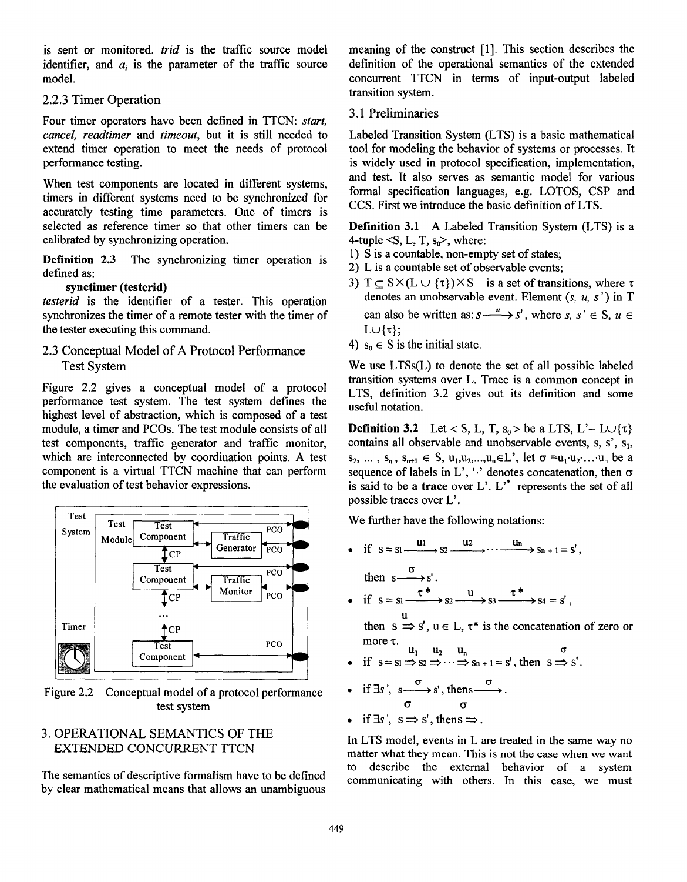is sent or monitored. *trid* is the traffic source model identifier, and $a_i$ is the parameter of the traffic source model.

### 2.2.3 Timer Operation

Four timer operators have been defined in TTCN: *start*, *cancel*, *readtimer* and *timeout*, but it is still needed to extend timer operation to meet the needs of protocol performance testing.

When test components are located in different systems, timers in different systems need to be synchronized for accurately testing time parameters. One of timers is selected as reference timer so that other timers can be calibrated by synchronizing operation.

**Definition 2.3** The synchronizing timer operation is defined as:

**synctimer (testerid)**

*testerid* is the identifier of a tester. This operation synchronizes the timer of a remote tester with the timer of the tester executing this command.

## 2.3 Conceptual Model of A Protocol Performance Test System

Figure 2.2 gives a conceptual model of a protocol performance test system. The test system defines the highest level of abstraction, which is composed of a test module, a timer and PCOs. The test module consists of all test components, traffic generator and traffic monitor, which are interconnected by coordination points. A test component is a virtual TTCN machine that can perform the evaluation of test behavior expressions.

Figure 2.2 Conceptual model of a protocol performance test system

# 3. OPERATIONAL SEMANTICS OF THE EXTENDED CONCURRENT TTCN

The semantics of descriptive formalism have to be defined by clear mathematical means that allows an unambiguous meaning of the construct [1]. This section describes the definition of the operational semantics of the extended concurrent TTCN in terms of input-output labeled transition system.

## 3.1 Preliminaries

Labeled Transition System (LTS) is a basic mathematical tool for modeling the behavior of systems or processes. It is widely used in protocol specification, implementation, and test. It also serves as semantic model for various formal specification languages, e.g. LOTOS, CSP and CCS. First we introduce the basic definition of LTS.

**Definition 3.1** A Labeled Transition System (LTS) is a 4-tuple $<S, L, T, s_0>$, where:

1) S is a countable, non-empty set of states;
2) L is a countable set of observable events;
3) $T \subseteq S \times (L \cup \{\tau\}) \times S$ is a set of transitions, where $\tau$ denotes an unobservable event. Element $(s, u, s')$ in T can also be written as: $s \xrightarrow{u} s'$, where $s, s' \in S$, $u \in L \cup \{\tau\}$;
4) $s_0 \in S$ is the initial state.

We use LTSs(L) to denote the set of all possible labeled transition systems over L. Trace is a common concept in LTS, definition 3.2 gives out its definition and some useful notation.

**Definition 3.2** Let $< S, L, T, s_0>$ be a LTS, $L' = L \cup \{\tau\}$ contains all observable and unobservable events, $s, s', s_1, s_2, \ldots, s_n, s_{n+1} \in S$, $u_1, u_2, \ldots, u_n \in L'$, let $\sigma = u_1 \cdot u_2 \cdot \ldots \cdot u_n$ be a sequence of labels in L', '$\cdot$' denotes concatenation, then $\sigma$ is said to be a **trace** over L'. $L'^*$ represents the set of all possible traces over L'.

We further have the following notations:

- if $s = s_1 \xrightarrow{u_1} s_2 \xrightarrow{u_2} \cdots \xrightarrow{u_n} s_{n+1} = s'$, then $s \xrightarrow{\sigma} s'$.
- if $s = s_1 \xrightarrow{\tau^*} s_2 \xrightarrow{u} s_3 \xrightarrow{\tau^*} s_4 = s'$, then $s \overset{u}{\Rightarrow} s'$, $u \in L$, $\tau^*$ is the concatenation of zero or more $\tau$.
- if $s = s_1 \overset{u_1}{\Rightarrow} s_2 \overset{u_2}{\Rightarrow} \cdots \overset{u_n}{\Rightarrow} s_{n+1} = s'$, then $s \overset{\sigma}{\Rightarrow} s'$.
- if $\exists s'$, $s \xrightarrow{\sigma} s'$, then $s \xrightarrow{\sigma}$.
- if $\exists s'$, $s \overset{\sigma}{\Rightarrow} s'$, then $s \overset{\sigma}{\Rightarrow}$.

In LTS model, events in L are treated in the same way no matter what they mean. This is not the case when we want to describe the external behavior of a system communicating with others. In this case, we must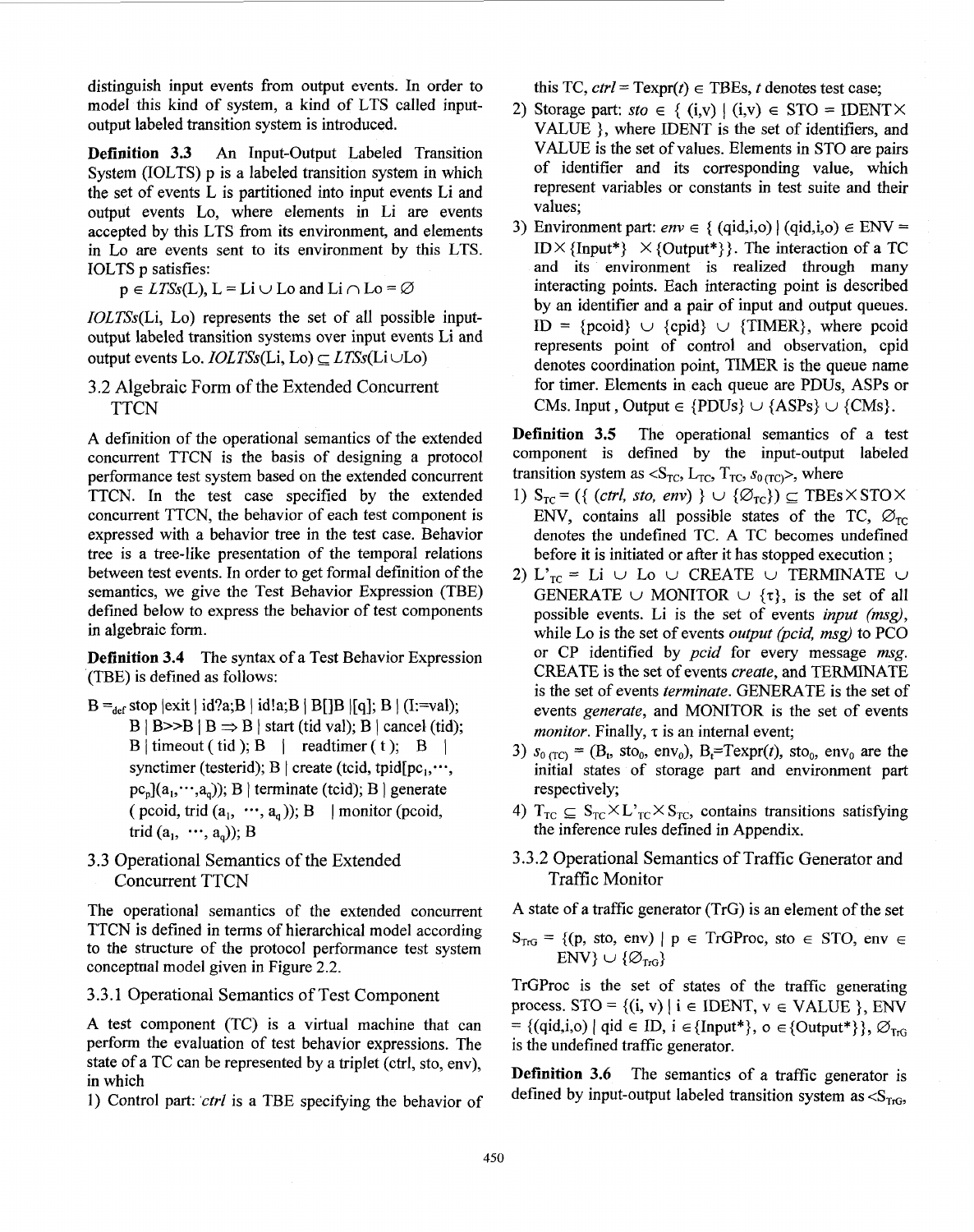distinguish input events from output events. In order to model this kind of system, a kind of LTS called input-output labeled transition system is introduced.

**Definition 3.3** An Input-Output Labeled Transition System (IOLTS) p is a labeled transition system in which the set of events L is partitioned into input events Li and output events Lo, where elements in Li are events accepted by this LTS from its environment, and elements in Lo are events sent to its environment by this LTS. IOLTS p satisfies:

$p \in LTSs(L)$, $L = Li \cup Lo$ and $Li \cap Lo = \varnothing$

*IOLTSs*(Li, Lo) represents the set of all possible input-output labeled transition systems over input events Li and output events Lo. $IOLTSs(Li, Lo) \subseteq LTSs(Li \cup Lo)$

## 3.2 Algebraic Form of the Extended Concurrent TTCN

A definition of the operational semantics of the extended concurrent TTCN is the basis of designing a protocol performance test system based on the extended concurrent TTCN. In the test case specified by the extended concurrent TTCN, the behavior of each test component is expressed with a behavior tree in the test case. Behavior tree is a tree-like presentation of the temporal relations between test events. In order to get formal definition of the semantics, we give the Test Behavior Expression (TBE) defined below to express the behavior of test components in algebraic form.

**Definition 3.4** The syntax of a Test Behavior Expression (TBE) is defined as follows:

B $=_{def}$ stop |exit | id?a;B | id!a;B | B[]B |[q]; B | (I:=val); B | B>>B | B ⇒ B | start (tid val); B | cancel (tid); B | timeout ( tid ); B | readtimer ( t ); B | synctimer (testerid); B | create (tcid, tpid[$pc_1, \cdots, pc_p$]($a_1, \cdots, a_q$)); B | terminate (tcid); B | generate ( pcoid, trid ($a_1, \cdots, a_q$)); B | monitor (pcoid, trid ($a_1, \cdots, a_q$)); B

## 3.3 Operational Semantics of the Extended Concurrent TTCN

The operational semantics of the extended concurrent TTCN is defined in terms of hierarchical model according to the structure of the protocol performance test system conceptual model given in Figure 2.2.

### 3.3.1 Operational Semantics of Test Component

A test component (TC) is a virtual machine that can perform the evaluation of test behavior expressions. The state of a TC can be represented by a triplet (ctrl, sto, env), in which

1) Control part: *ctrl* is a TBE specifying the behavior of this TC, *ctrl* = Texpr(*t*) ∈ TBEs, *t* denotes test case;
2) Storage part: *sto* ∈ { (i,v) | (i,v) ∈ STO = IDENT × VALUE }, where IDENT is the set of identifiers, and VALUE is the set of values. Elements in STO are pairs of identifier and its corresponding value, which represent variables or constants in test suite and their values;
3) Environment part: *env* ∈ { (qid,i,o) | (qid,i,o) ∈ ENV = ID × {Input*} × {Output*}}. The interaction of a TC and its environment is realized through many interacting points. Each interacting point is described by an identifier and a pair of input and output queues. ID = {pcoid} ∪ {cpid} ∪ {TIMER}, where pcoid represents point of control and observation, cpid denotes coordination point, TIMER is the queue name for timer. Elements in each queue are PDUs, ASPs or CMs. Input , Output ∈ {PDUs} ∪ {ASPs} ∪ {CMs}.

**Definition 3.5** The operational semantics of a test component is defined by the input-output labeled transition system as $<S_{TC}, L_{TC}, T_{TC}, s_{0\,(TC)}>$, where

1) $S_{TC}$ = ({ (*ctrl, sto, env*) } ∪ {$\varnothing_{TC}$}) ⊆ TBEs × STO × ENV, contains all possible states of the TC, $\varnothing_{TC}$ denotes the undefined TC. A TC becomes undefined before it is initiated or after it has stopped execution ;
2) $L'_{TC}$ = Li ∪ Lo ∪ CREATE ∪ TERMINATE ∪ GENERATE ∪ MONITOR ∪ {τ}, is the set of all possible events. Li is the set of events *input (msg)*, while Lo is the set of events *output (pcid, msg)* to PCO or CP identified by *pcid* for every message *msg*. CREATE is the set of events *create*, and TERMINATE is the set of events *terminate*. GENERATE is the set of events *generate*, and MONITOR is the set of events *monitor*. Finally, τ is an internal event;
3) $s_{0\,(TC)}$ = ($B_t$, $sto_0$, $env_0$), $B_t$=Texpr(*t*), $sto_0$, $env_0$ are the initial states of storage part and environment part respectively;
4) $T_{TC} \subseteq S_{TC} \times L'_{TC} \times S_{TC}$, contains transitions satisfying the inference rules defined in Appendix.

### 3.3.2 Operational Semantics of Traffic Generator and Traffic Monitor

A state of a traffic generator (TrG) is an element of the set

$S_{TrG}$ = {(p, sto, env) | p ∈ TrGProc, sto ∈ STO, env ∈ ENV} ∪ {$\varnothing_{TrG}$}

TrGProc is the set of states of the traffic generating process. STO = {(i, v) | i ∈ IDENT, v ∈ VALUE }, ENV = {(qid,i,o) | qid ∈ ID, i ∈{Input*}, o ∈{Output*}}, $\varnothing_{TrG}$ is the undefined traffic generator.

**Definition 3.6** The semantics of a traffic generator is defined by input-output labeled transition system as $<S_{TrG}$,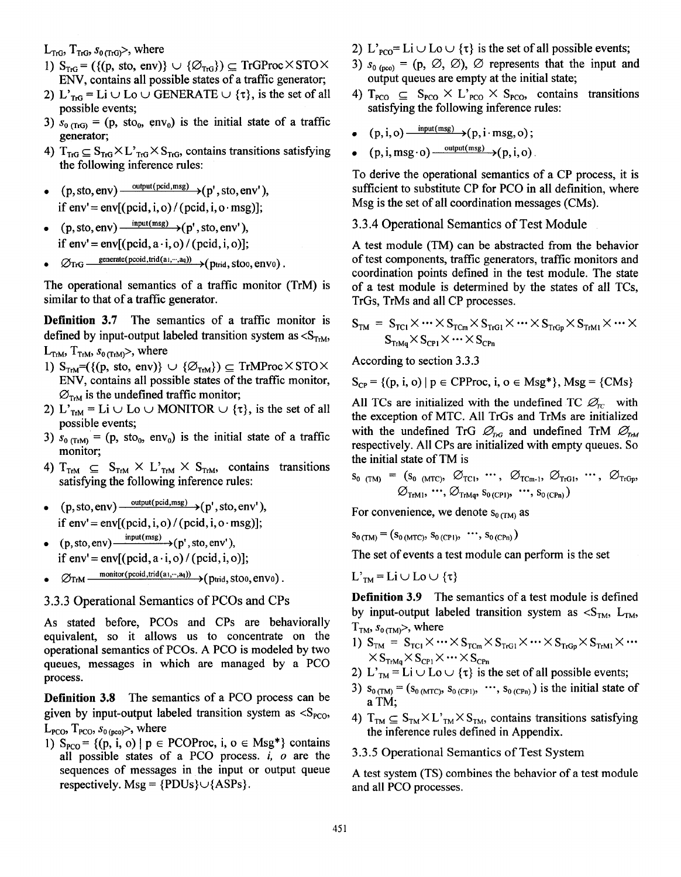$L_{TrG}$, $T_{TrG}$, $s_{0\,(TrG)}$>, where

1) $S_{TrG} = (\{(p, sto, env)\} \cup \{\varnothing_{TrG}\}) \subseteq TrGProc \times STO \times ENV$, contains all possible states of a traffic generator;
2) $L'_{TrG} = Li \cup Lo \cup GENERATE \cup \{\tau\}$, is the set of all possible events;
3) $s_{0\,(TrG)} = (p, sto_0, env_0)$ is the initial state of a traffic generator;
4) $T_{TrG} \subseteq S_{TrG} \times L'_{TrG} \times S_{TrG}$, contains transitions satisfying the following inference rules:

- $(p, sto, env) \xrightarrow{output(pcid, msg)} (p', sto, env')$,
  if $env' = env[(pcid, i, o) / (pcid, i, o \cdot msg)]$;
- $(p, sto, env) \xrightarrow{input(msg)} (p', sto, env')$,
  if $env' = env[(pcid, a \cdot i, o) / (pcid, i, o)]$;
- $\varnothing_{TrG} \xrightarrow{generate(pcoid, trid(a_1, \cdots, a_q))} (p_{trid}, sto_0, env_0)$.

The operational semantics of a traffic monitor (TrM) is similar to that of a traffic generator.

**Definition 3.7** The semantics of a traffic monitor is defined by input-output labeled transition system as <$S_{TrM}$, $L_{TrM}$, $T_{TrM}$, $s_{0\,(TrM)}$>, where

1) $S_{TrM} = (\{(p, sto, env)\} \cup \{\varnothing_{TrM}\}) \subseteq TrMProc \times STO \times ENV$, contains all possible states of the traffic monitor, $\varnothing_{TrM}$ is the undefined traffic monitor;
2) $L'_{TrM} = Li \cup Lo \cup MONITOR \cup \{\tau\}$, is the set of all possible events;
3) $s_{0\,(TrM)} = (p, sto_0, env_0)$ is the initial state of a traffic monitor;
4) $T_{TrM} \subseteq S_{TrM} \times L'_{TrM} \times S_{TrM}$, contains transitions satisfying the following inference rules:

- $(p, sto, env) \xrightarrow{output(pcid, msg)} (p', sto, env')$,
  if $env' = env[(pcid, i, o) / (pcid, i, o \cdot msg)]$;
- $(p, sto, env) \xrightarrow{input(msg)} (p', sto, env')$,
  if $env' = env[(pcid, a \cdot i, o) / (pcid, i, o)]$;
- $\varnothing_{TrM} \xrightarrow{monitor(pcoid, trid(a_1, \cdots, a_q))} (p_{trid}, sto_0, env_0)$.

### 3.3.3 Operational Semantics of PCOs and CPs

As stated before, PCOs and CPs are behaviorally equivalent, so it allows us to concentrate on the operational semantics of PCOs. A PCO is modeled by two queues, messages in which are managed by a PCO process.

**Definition 3.8** The semantics of a PCO process can be given by input-output labeled transition system as <$S_{PCO}$, $L_{PCO}$, $T_{PCO}$, $s_{0\,(pco)}$>, where

1) $S_{PCO} = \{(p, i, o) \mid p \in PCOProc, i, o \in Msg^*\}$ contains all possible states of a PCO process. *i*, *o* are the sequences of messages in the input or output queue respectively. $Msg = \{PDUs\} \cup \{ASPs\}$.
2) $L'_{PCO} = Li \cup Lo \cup \{\tau\}$ is the set of all possible events;
3) $s_{0\,(pco)} = (p, \varnothing, \varnothing)$, $\varnothing$ represents that the input and output queues are empty at the initial state;
4) $T_{PCO} \subseteq S_{PCO} \times L'_{PCO} \times S_{PCO}$, contains transitions satisfying the following inference rules:

- $(p, i, o) \xrightarrow{input(msg)} (p, i \cdot msg, o)$;
- $(p, i, msg \cdot o) \xrightarrow{output(msg)} (p, i, o)$.

To derive the operational semantics of a CP process, it is sufficient to substitute CP for PCO in all definition, where Msg is the set of all coordination messages (CMs).

### 3.3.4 Operational Semantics of Test Module

A test module (TM) can be abstracted from the behavior of test components, traffic generators, traffic monitors and coordination points defined in the test module. The state of a test module is determined by the states of all TCs, TrGs, TrMs and all CP processes.

$$S_{TM} = S_{TC1} \times \cdots \times S_{TCm} \times S_{TrG1} \times \cdots \times S_{TrGp} \times S_{TrM1} \times \cdots \times S_{TrMq} \times S_{CP1} \times \cdots \times S_{CPn}$$

According to section 3.3.3

$$S_{CP} = \{(p, i, o) \mid p \in CPProc, i, o \in Msg^*\}, Msg = \{CMs\}$$

All TCs are initialized with the undefined TC $\varnothing_{TC}$ with the exception of MTC. All TrGs and TrMs are initialized with the undefined TrG $\varnothing_{TrG}$ and undefined TrM $\varnothing_{TrM}$ respectively. All CPs are initialized with empty queues. So the initial state of TM is

$$s_{0\,(TM)} = (s_{0\,(MTC)}, \varnothing_{TC1}, \cdots, \varnothing_{TCm-1}, \varnothing_{TrG1}, \cdots, \varnothing_{TrGp}, \varnothing_{TrM1}, \cdots, \varnothing_{TrMq}, s_{0\,(CP1)}, \cdots, s_{0\,(CPn)})$$

For convenience, we denote $s_{0\,(TM)}$ as

$$s_{0\,(TM)} = (s_{0\,(MTC)}, s_{0\,(CP1)}, \cdots, s_{0\,(CPn)})$$

The set of events a test module can perform is the set

$$L'_{TM} = Li \cup Lo \cup \{\tau\}$$

**Definition 3.9** The semantics of a test module is defined by input-output labeled transition system as <$S_{TM}$, $L_{TM}$, $T_{TM}$, $s_{0\,(TM)}$>, where

1) $S_{TM} = S_{TC1} \times \cdots \times S_{TCm} \times S_{TrG1} \times \cdots \times S_{TrGp} \times S_{TrM1} \times \cdots \times S_{TrMq} \times S_{CP1} \times \cdots \times S_{CPn}$
2) $L'_{TM} = Li \cup Lo \cup \{\tau\}$ is the set of all possible events;
3) $s_{0\,(TM)} = (s_{0\,(MTC)}, s_{0\,(CP1)}, \cdots, s_{0\,(CPn)})$ is the initial state of a TM;
4) $T_{TM} \subseteq S_{TM} \times L'_{TM} \times S_{TM}$, contains transitions satisfying the inference rules defined in Appendix.

### 3.3.5 Operational Semantics of Test System

A test system (TS) combines the behavior of a test module and all PCO processes.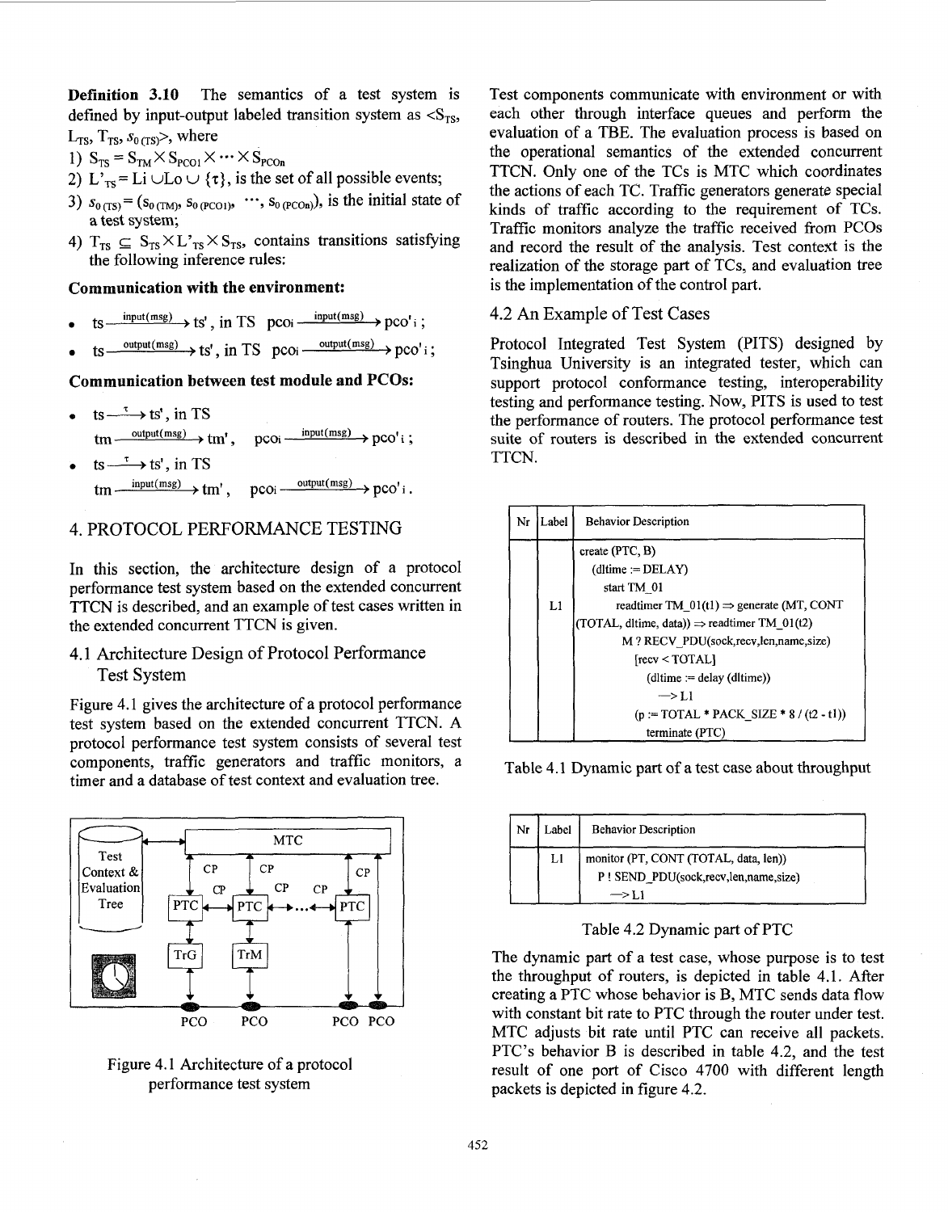**Definition 3.10** The semantics of a test system is defined by input-output labeled transition system as $<S_{TS}, L_{TS}, T_{TS}, s_{0(TS)}>$, where

1) $S_{TS} = S_{TM} \times S_{PCO1} \times \cdots \times S_{PCOn}$
2) $L'_{TS} = Li \cup Lo \cup \{\tau\}$, is the set of all possible events;
3) $s_{0(TS)} = (s_{0(TM)}, s_{0(PCO1)}, \cdots, s_{0(PCOn)})$, is the initial state of a test system;
4) $T_{TS} \subseteq S_{TS} \times L'_{TS} \times S_{TS}$, contains transitions satisfying the following inference rules:

**Communication with the environment:**

- $ts \xrightarrow{input(msg)} ts'$, in TS $pco_i \xrightarrow{input(msg)} pco'_i$;
- $ts \xrightarrow{output(msg)} ts'$, in TS $pco_i \xrightarrow{output(msg)} pco'_i$;

**Communication between test module and PCOs:**

- $ts \xrightarrow{\tau} ts'$, in TS
  $tm \xrightarrow{output(msg)} tm'$, $pco_i \xrightarrow{input(msg)} pco'_i$;
- $ts \xrightarrow{\tau} ts'$, in TS
  $tm \xrightarrow{input(msg)} tm'$, $pco_i \xrightarrow{output(msg)} pco'_i$.

# 4. PROTOCOL PERFORMANCE TESTING

In this section, the architecture design of a protocol performance test system based on the extended concurrent TTCN is described, and an example of test cases written in the extended concurrent TTCN is given.

## 4.1 Architecture Design of Protocol Performance Test System

Figure 4.1 gives the architecture of a protocol performance test system based on the extended concurrent TTCN. A protocol performance test system consists of several test components, traffic generators and traffic monitors, a timer and a database of test context and evaluation tree.

Figure 4.1 Architecture of a protocol performance test system

Test components communicate with environment or with each other through interface queues and perform the evaluation of a TBE. The evaluation process is based on the operational semantics of the extended concurrent TTCN. Only one of the TCs is MTC which coordinates the actions of each TC. Traffic generators generate special kinds of traffic according to the requirement of TCs. Traffic monitors analyze the traffic received from PCOs and record the result of the analysis. Test context is the realization of the storage part of TCs, and evaluation tree is the implementation of the control part.

## 4.2 An Example of Test Cases

Protocol Integrated Test System (PITS) designed by Tsinghua University is an integrated tester, which can support protocol conformance testing, interoperability testing and performance testing. Now, PITS is used to test the performance of routers. The protocol performance test suite of routers is described in the extended concurrent TTCN.

| Nr | Label | Behavior Description |
|---|---|---|
| | | create (PTC, B) |
| | | (dltime := DELAY) |
| | | start TM_01 |
| | L1 | readtimer TM_01(t1) ⇒ generate (MT, CONT (TOTAL, dltime, data)) ⇒ readtimer TM_01(t2) |
| | | M ? RECV_PDU(sock,recv,len,name,size) |
| | | [recv < TOTAL] |
| | | (dltime := delay (dltime)) |
| | | —> L1 |
| | | (p := TOTAL * PACK_SIZE * 8 / (t2 - t1)) |
| | | terminate (PTC) |

Table 4.1 Dynamic part of a test case about throughput

| Nr | Label | Behavior Description |
|---|---|---|
| | L1 | monitor (PT, CONT (TOTAL, data, len)) |
| | | P ! SEND_PDU(sock,recv,len,name,size) |
| | | —> L1 |

Table 4.2 Dynamic part of PTC

The dynamic part of a test case, whose purpose is to test the throughput of routers, is depicted in table 4.1. After creating a PTC whose behavior is B, MTC sends data flow with constant bit rate to PTC through the router under test. MTC adjusts bit rate until PTC can receive all packets. PTC's behavior B is described in table 4.2, and the test result of one port of Cisco 4700 with different length packets is depicted in figure 4.2.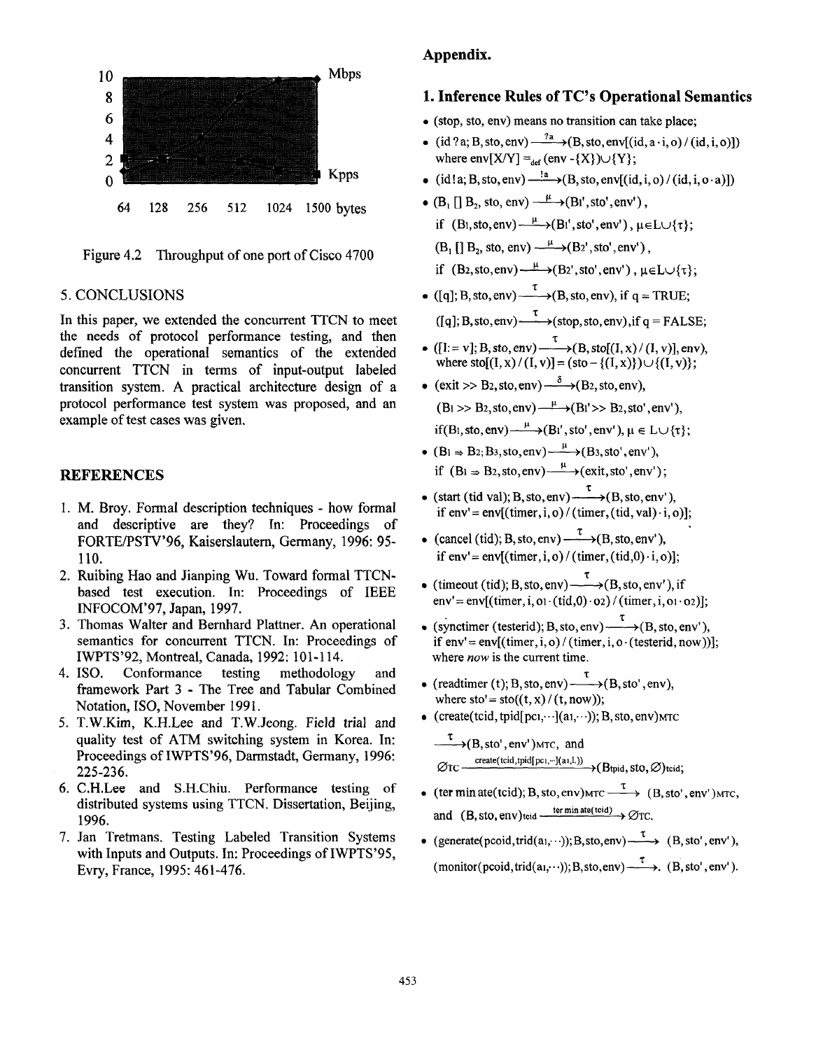Figure 4.2 Throughput of one port of Cisco 4700

## 5. CONCLUSIONS

In this paper, we extended the concurrent TTCN to meet the needs of protocol performance testing, and then defined the operational semantics of the extended concurrent TTCN in terms of input-output labeled transition system. A practical architecture design of a protocol performance test system was proposed, and an example of test cases was given.

## REFERENCES

1. M. Broy. Formal description techniques - how formal and descriptive are they? In: Proceedings of FORTE/PSTV'96, Kaiserslautern, Germany, 1996: 95-110.
2. Ruibing Hao and Jianping Wu. Toward formal TTCN-based test execution. In: Proceedings of IEEE INFOCOM'97, Japan, 1997.
3. Thomas Walter and Bernhard Plattner. An operational semantics for concurrent TTCN. In: Proceedings of IWPTS'92, Montreal, Canada, 1992: 101-114.
4. ISO. Conformance testing methodology and framework Part 3 - The Tree and Tabular Combined Notation, ISO, November 1991.
5. T.W.Kim, K.H.Lee and T.W.Jeong. Field trial and quality test of ATM switching system in Korea. In: Proceedings of IWPTS'96, Darmstadt, Germany, 1996: 225-236.
6. C.H.Lee and S.H.Chiu. Performance testing of distributed systems using TTCN. Dissertation, Beijing, 1996.
7. Jan Tretmans. Testing Labeled Transition Systems with Inputs and Outputs. In: Proceedings of IWPTS'95, Evry, France, 1995: 461-476.

# Appendix.

## 1. Inference Rules of TC's Operational Semantics

- (stop, sto, env) means no transition can take place;
- $(id\,?a; B, sto, env) \xrightarrow{?a} (B, sto, env[(id, a\cdot i, o)/(id, i, o)])$ where $env[X/Y] =_{def} (env - \{X\}) \cup \{Y\}$;
- $(id\,!a; B, sto, env) \xrightarrow{!a} (B, sto, env[(id, i, o)/(id, i, o\cdot a)])$
- $(B_1 \,[]\, B_2, sto, env) \xrightarrow{\mu} (B_1', sto', env')$, if $(B_1, sto, env) \xrightarrow{\mu} (B_1', sto', env')$, $\mu \in L \cup \{\tau\}$;
  $(B_1 \,[]\, B_2, sto, env) \xrightarrow{\mu} (B_2', sto', env')$, if $(B_2, sto, env) \xrightarrow{\mu} (B_2', sto', env')$, $\mu \in L \cup \{\tau\}$;
- $([q]; B, sto, env) \xrightarrow{\tau} (B, sto, env)$, if $q$ = TRUE;
  $([q]; B, sto, env) \xrightarrow{\tau} (stop, sto, env)$, if $q$ = FALSE;
- $([I := v]; B, sto, env) \xrightarrow{\tau} (B, sto[(I, x)/(I, v)], env)$, where $sto[(I, x)/(I, v)] = (sto - \{(I, x)\}) \cup \{(I, v)\}$;
- $(exit \gg B_2, sto, env) \xrightarrow{\delta} (B_2, sto, env)$,
  $(B_1 \gg B_2, sto, env) \xrightarrow{\mu} (B_1' \gg B_2, sto', env')$, if $(B_1, sto, env) \xrightarrow{\mu} (B_1', sto', env')$, $\mu \in L \cup \{\tau\}$;
- $(B_1 \Rightarrow B_2; B_3, sto, env) \xrightarrow{\mu} (B_3, sto', env')$, if $(B_1 \Rightarrow B_2, sto, env) \xrightarrow{\mu} (exit, sto', env')$;
- $(start\,(tid\ val); B, sto, env) \xrightarrow{\tau} (B, sto, env')$, if $env' = env[(timer, i, o)/(timer, (tid, val)\cdot i, o)]$;
- $(cancel\,(tid); B, sto, env) \xrightarrow{\tau} (B, sto, env')$, if $env' = env[(timer, i, o)/(timer, (tid, 0)\cdot i, o)]$;
- $(timeout\,(tid); B, sto, env) \xrightarrow{\tau} (B, sto, env')$, if $env' = env[(timer, i, o_1\cdot(tid, 0)\cdot o_2)/(timer, i, o_1\cdot o_2)]$;
- $(synctimer\,(testerid); B, sto, env) \xrightarrow{\tau} (B, sto, env')$, if $env' = env[(timer, i, o)/(timer, i, o\cdot(testerid, now))]$; where *now* is the current time.
- $(readtimer\,(t); B, sto, env) \xrightarrow{\tau} (B, sto', env)$, where $sto' = sto((t, x)/(t, now))$;
- $(create(tcid, tpid[pc_1, \cdots](a_1, \cdots)); B, sto, env)_{MTC} \xrightarrow{\tau} (B, sto', env')_{MTC}$, and $\varnothing_{TC} \xrightarrow{create(tcid, tpid[pc_1, \cdots](a_1, \ldots))} (B_{tpid}, sto, \varnothing)_{tcid}$;
- $(terminate(tcid); B, sto, env)_{MTC} \xrightarrow{\tau} (B, sto', env')_{MTC}$, and $(B, sto, env)_{tcid} \xrightarrow{terminate(tcid)} \varnothing_{TC}$.
- $(generate(pcoid, trid(a_1, \cdots)); B, sto, env) \xrightarrow{\tau} (B, sto', env')$,
  $(monitor(pcoid, trid(a_1, \cdots)); B, sto, env) \xrightarrow{\tau} (B, sto', env')$.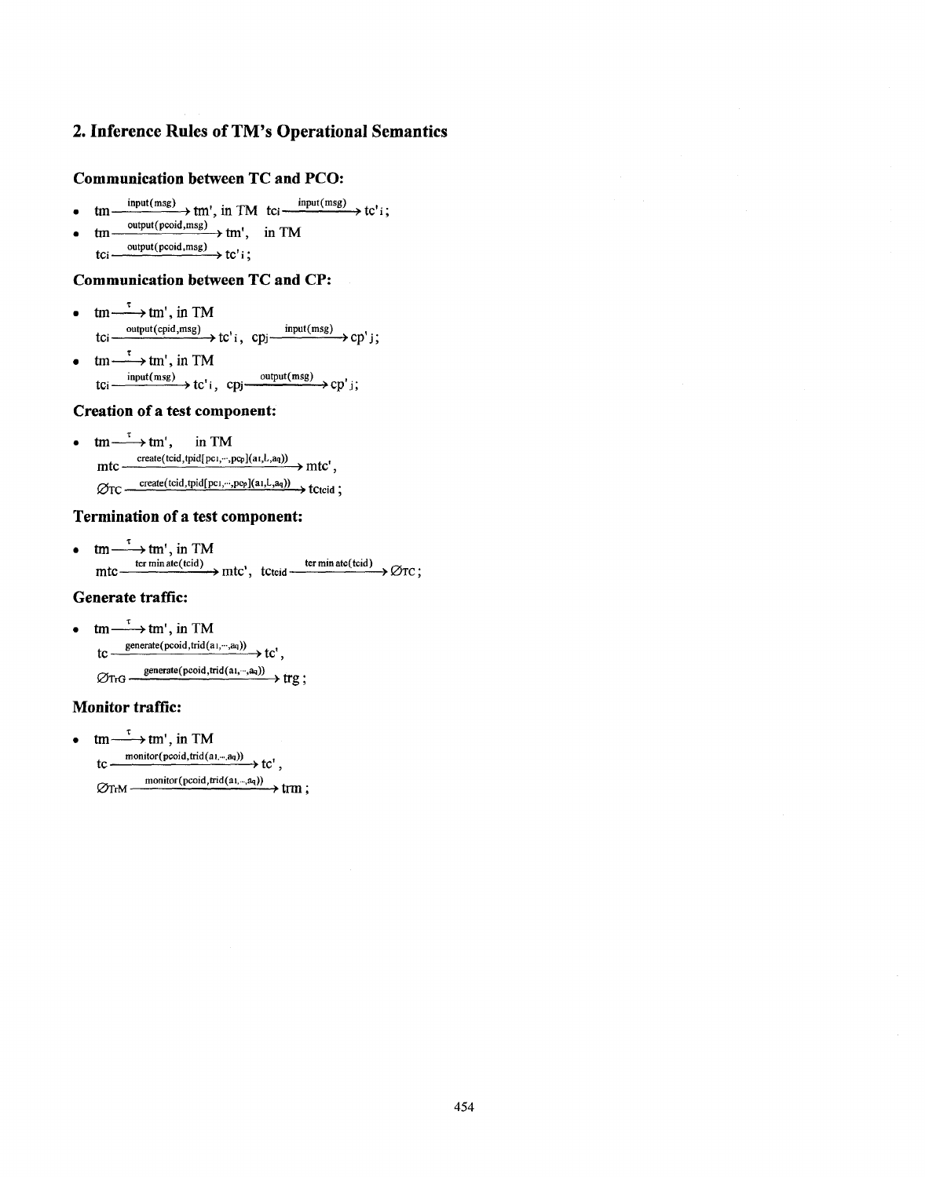## 2. Inference Rules of TM's Operational Semantics

### Communication between TC and PCO:

- $tm \xrightarrow{input(msg)} tm'$, in TM $tc_i \xrightarrow{input(msg)} tc'_i$;
- $tm \xrightarrow{output(pcoid,msg)} tm'$, in TM
  $tc_i \xrightarrow{output(pcoid,msg)} tc'_i$;

### Communication between TC and CP:

- $tm \xrightarrow{\tau} tm'$, in TM
  $tc_i \xrightarrow{output(cpid,msg)} tc'_i$, $cp_j \xrightarrow{input(msg)} cp'_j$;
- $tm \xrightarrow{\tau} tm'$, in TM
  $tc_i \xrightarrow{input(msg)} tc'_i$, $cp_j \xrightarrow{output(msg)} cp'_j$;

### Creation of a test component:

- $tm \xrightarrow{\tau} tm'$, in TM
  $mtc \xrightarrow{create(tcid,tpid[pc_1,\cdots,pc_p](a_1,L,a_q))} mtc'$,
  $\varnothing_{TC} \xrightarrow{create(tcid,tpid[pc_1,\cdots,pc_p](a_1,L,a_q))} tc_{tcid}$;

### Termination of a test component:

- $tm \xrightarrow{\tau} tm'$, in TM
  $mtc \xrightarrow{terminate(tcid)} mtc'$, $tc_{tcid} \xrightarrow{terminate(tcid)} \varnothing_{TC}$;

### Generate traffic:

- $tm \xrightarrow{\tau} tm'$, in TM
  $tc \xrightarrow{generate(pcoid,trid(a_1,\cdots,a_q))} tc'$,
  $\varnothing_{TrG} \xrightarrow{generate(pcoid,trid(a_1,\cdots,a_q))} trg$;

### Monitor traffic:

- $tm \xrightarrow{\tau} tm'$, in TM
  $tc \xrightarrow{monitor(pcoid,trid(a_1,\cdots,a_q))} tc'$,
  $\varnothing_{TrM} \xrightarrow{monitor(pcoid,trid(a_1,\cdots,a_q))} trm$;